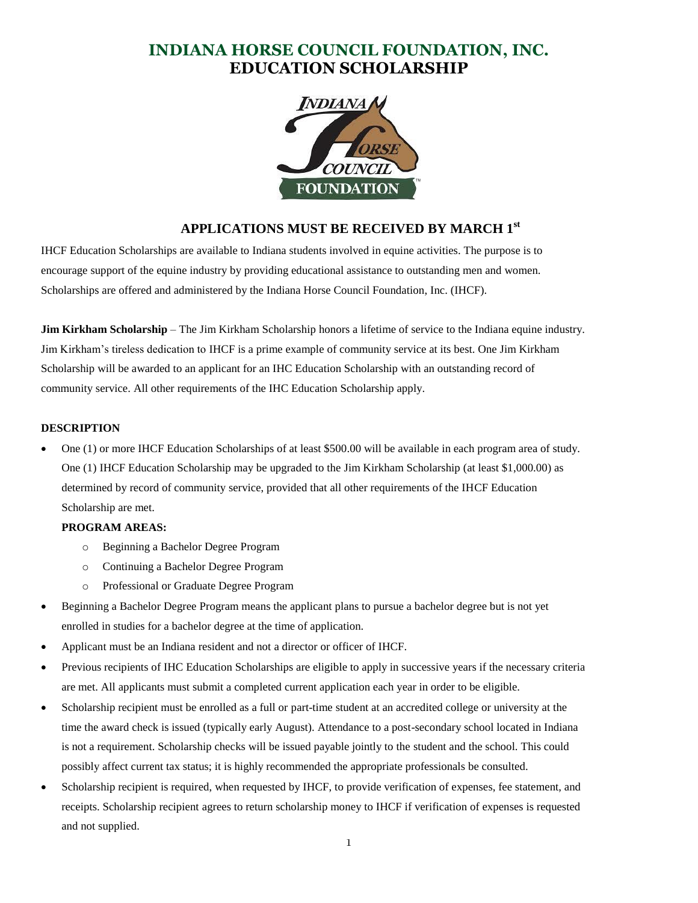# INDIANA HORSE COUNCIL FOUNDATION, INC.
# EDUCATION SCHOLARSHIP

## APPLICATIONS MUST BE RECEIVED BY MARCH 1st

IHCF Education Scholarships are available to Indiana students involved in equine activities. The purpose is to encourage support of the equine industry by providing educational assistance to outstanding men and women. Scholarships are offered and administered by the Indiana Horse Council Foundation, Inc. (IHCF).

**Jim Kirkham Scholarship** – The Jim Kirkham Scholarship honors a lifetime of service to the Indiana equine industry. Jim Kirkham's tireless dedication to IHCF is a prime example of community service at its best. One Jim Kirkham Scholarship will be awarded to an applicant for an IHC Education Scholarship with an outstanding record of community service. All other requirements of the IHC Education Scholarship apply.

### DESCRIPTION

- One (1) or more IHCF Education Scholarships of at least $500.00 will be available in each program area of study. One (1) IHCF Education Scholarship may be upgraded to the Jim Kirkham Scholarship (at least $1,000.00) as determined by record of community service, provided that all other requirements of the IHCF Education Scholarship are met.

  **PROGRAM AREAS:**
  - Beginning a Bachelor Degree Program
  - Continuing a Bachelor Degree Program
  - Professional or Graduate Degree Program
- Beginning a Bachelor Degree Program means the applicant plans to pursue a bachelor degree but is not yet enrolled in studies for a bachelor degree at the time of application.
- Applicant must be an Indiana resident and not a director or officer of IHCF.
- Previous recipients of IHC Education Scholarships are eligible to apply in successive years if the necessary criteria are met. All applicants must submit a completed current application each year in order to be eligible.
- Scholarship recipient must be enrolled as a full or part-time student at an accredited college or university at the time the award check is issued (typically early August). Attendance to a post-secondary school located in Indiana is not a requirement. Scholarship checks will be issued payable jointly to the student and the school. This could possibly affect current tax status; it is highly recommended the appropriate professionals be consulted.
- Scholarship recipient is required, when requested by IHCF, to provide verification of expenses, fee statement, and receipts. Scholarship recipient agrees to return scholarship money to IHCF if verification of expenses is requested and not supplied.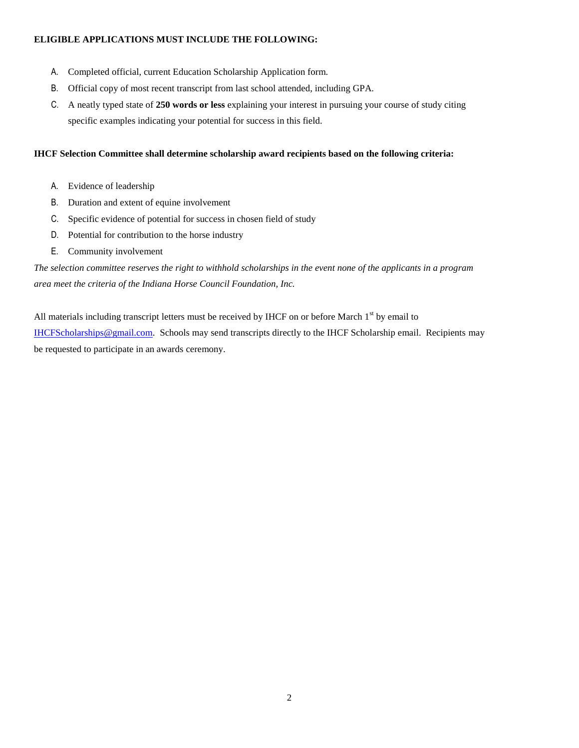**ELIGIBLE APPLICATIONS MUST INCLUDE THE FOLLOWING:**

A. Completed official, current Education Scholarship Application form.

B. Official copy of most recent transcript from last school attended, including GPA.

C. A neatly typed state of **250 words or less** explaining your interest in pursuing your course of study citing specific examples indicating your potential for success in this field.

**IHCF Selection Committee shall determine scholarship award recipients based on the following criteria:**

A. Evidence of leadership

B. Duration and extent of equine involvement

C. Specific evidence of potential for success in chosen field of study

D. Potential for contribution to the horse industry

E. Community involvement

*The selection committee reserves the right to withhold scholarships in the event none of the applicants in a program area meet the criteria of the Indiana Horse Council Foundation, Inc.*

All materials including transcript letters must be received by IHCF on or before March 1st by email to IHCFScholarships@gmail.com. Schools may send transcripts directly to the IHCF Scholarship email. Recipients may be requested to participate in an awards ceremony.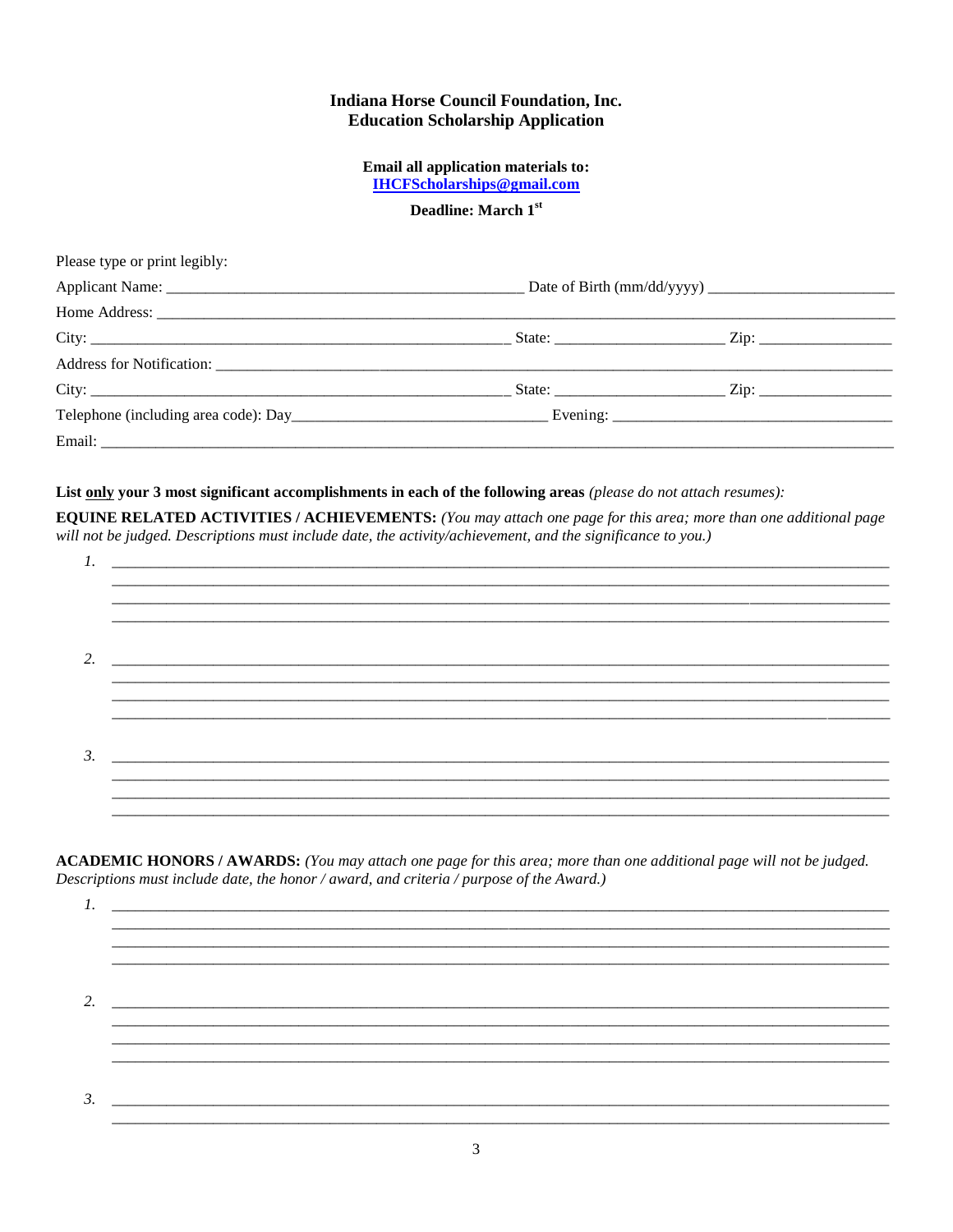**Indiana Horse Council Foundation, Inc.**
**Education Scholarship Application**

**Email all application materials to:**
**IHCFScholarships@gmail.com**

**Deadline: March 1st**

Please type or print legibly:

Applicant Name: ______________________________________________ Date of Birth (mm/dd/yyyy) ________________________

Home Address: ___________________________________________________________________________________________

City: ____________________________________________________ State: _____________________ Zip: _________________

Address for Notification: ___________________________________________________________________________________

City: ____________________________________________________ State: _____________________ Zip: _________________

Telephone (including area code): Day________________________________ Evening: ____________________________________

Email: _________________________________________________________________________________________________

**List only your 3 most significant accomplishments in each of the following areas** *(please do not attach resumes):*

**EQUINE RELATED ACTIVITIES / ACHIEVEMENTS:** *(You may attach one page for this area; more than one additional page will not be judged. Descriptions must include date, the activity/achievement, and the significance to you.)*

1. ____________________________________________________________________________________________

2. ____________________________________________________________________________________________

3. ____________________________________________________________________________________________

**ACADEMIC HONORS / AWARDS:** *(You may attach one page for this area; more than one additional page will not be judged. Descriptions must include date, the honor / award, and criteria / purpose of the Award.)*

1. ____________________________________________________________________________________________

2. ____________________________________________________________________________________________

3. ____________________________________________________________________________________________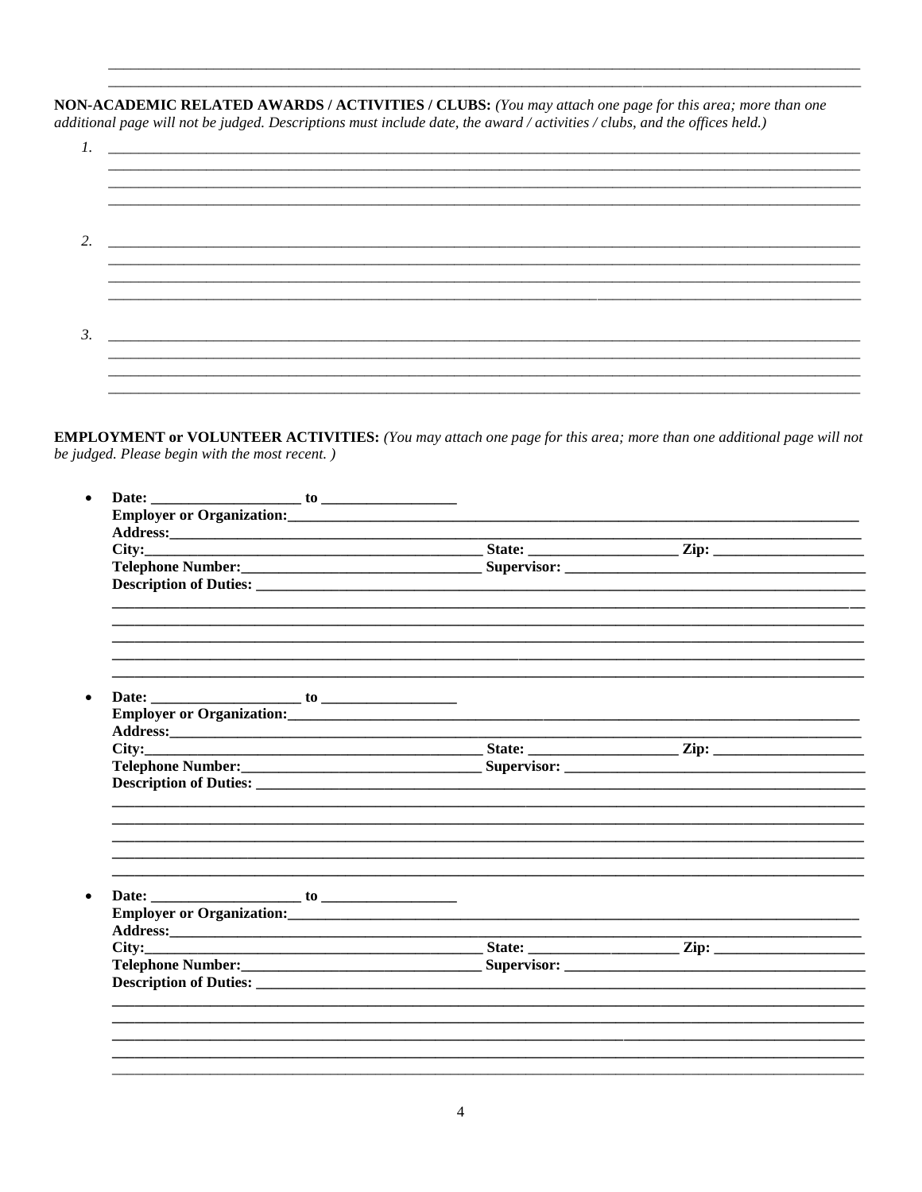**NON-ACADEMIC RELATED AWARDS / ACTIVITIES / CLUBS:** *(You may attach one page for this area; more than one additional page will not be judged. Descriptions must include date, the award / activities / clubs, and the offices held.)*

1. ______________________________________________________________________________

2. ______________________________________________________________________________

3. ______________________________________________________________________________

**EMPLOYMENT or VOLUNTEER ACTIVITIES:** *(You may attach one page for this area; more than one additional page will not be judged. Please begin with the most recent. )*

- **Date: ____________________ to __________________**
  **Employer or Organization:______________________________________________**
  **Address:______________________________________________________________**
  **City:_____________________________ State: ______________ Zip: _______________**
  **Telephone Number:_______________________ Supervisor: ___________________________**
  **Description of Duties: ___________________________________________________**

- **Date: ____________________ to __________________**
  **Employer or Organization:______________________________________________**
  **Address:______________________________________________________________**
  **City:_____________________________ State: ______________ Zip: _______________**
  **Telephone Number:_______________________ Supervisor: ___________________________**
  **Description of Duties: ___________________________________________________**

- **Date: ____________________ to __________________**
  **Employer or Organization:______________________________________________**
  **Address:______________________________________________________________**
  **City:_____________________________ State: ______________ Zip: _______________**
  **Telephone Number:_______________________ Supervisor: ___________________________**
  **Description of Duties: ___________________________________________________**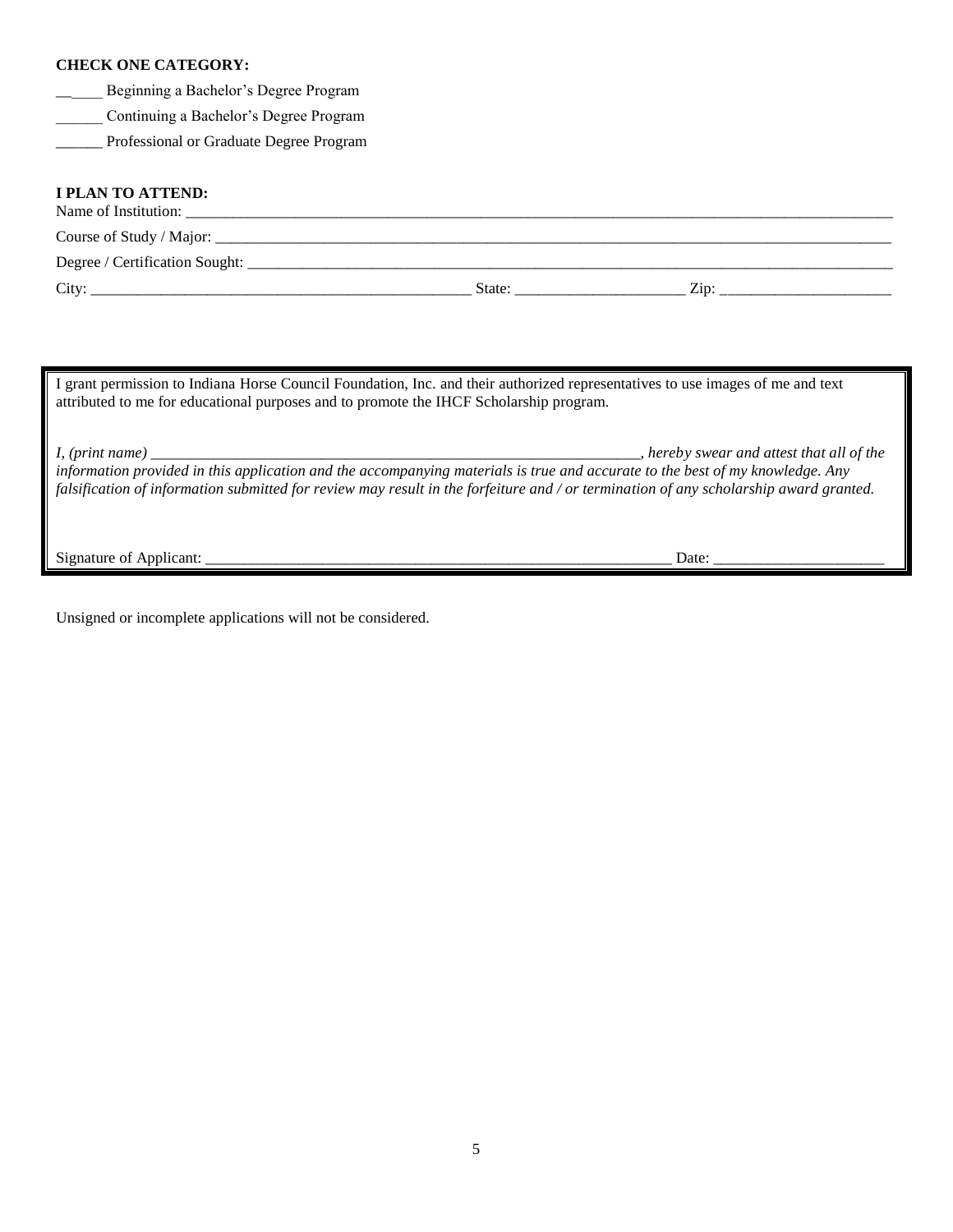**CHECK ONE CATEGORY:**

______ Beginning a Bachelor's Degree Program

______ Continuing a Bachelor's Degree Program

______ Professional or Graduate Degree Program

**I PLAN TO ATTEND:**

Name of Institution: ____________________________________________________________________________________________

Course of Study / Major: _________________________________________________________________________________________

Degree / Certification Sought: _____________________________________________________________________________________

City: ______________________________________________ State: _____________________ Zip: _____________________

I grant permission to Indiana Horse Council Foundation, Inc. and their authorized representatives to use images of me and text attributed to me for educational purposes and to promote the IHCF Scholarship program.

*I, (print name) ________________________________________________________________, hereby swear and attest that all of the information provided in this application and the accompanying materials is true and accurate to the best of my knowledge. Any falsification of information submitted for review may result in the forfeiture and / or termination of any scholarship award granted.*

Signature of Applicant: ____________________________________________________________ Date: _____________________

Unsigned or incomplete applications will not be considered.